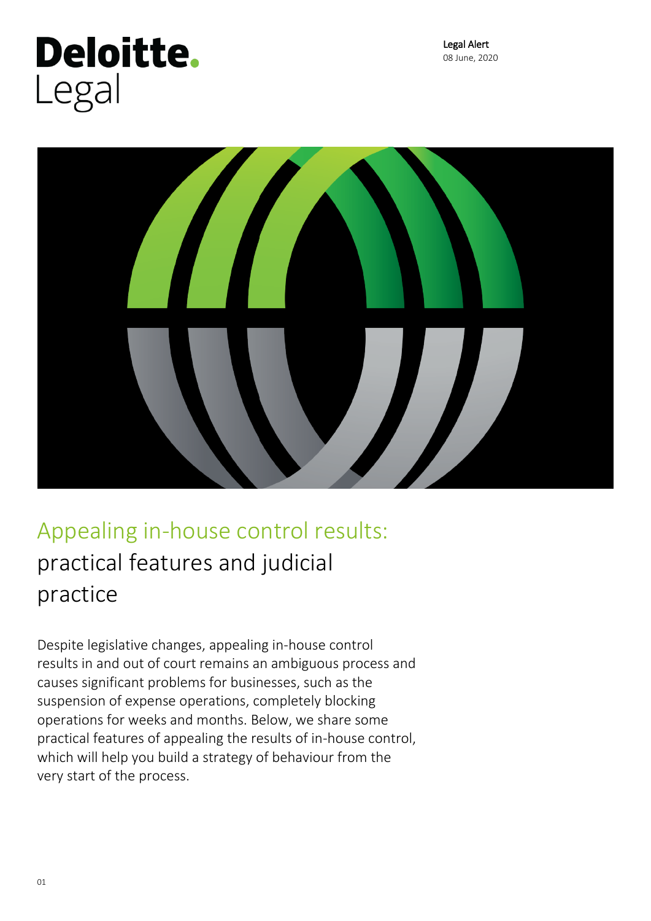Deloitte.
Legal

**Legal Alert**
08 June, 2020

# Appealing in-house control results: practical features and judicial practice

Despite legislative changes, appealing in-house control results in and out of court remains an ambiguous process and causes significant problems for businesses, such as the suspension of expense operations, completely blocking operations for weeks and months. Below, we share some practical features of appealing the results of in-house control, which will help you build a strategy of behaviour from the very start of the process.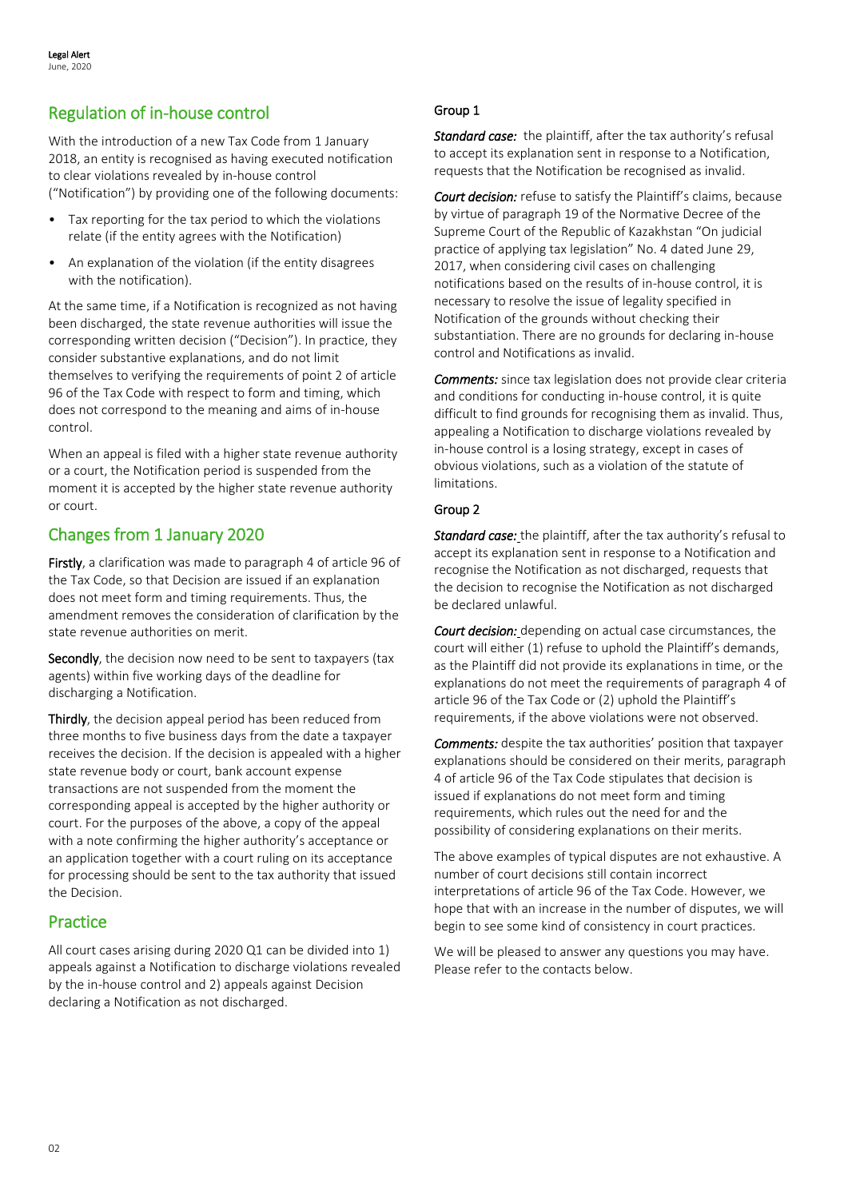## Regulation of in-house control

With the introduction of a new Tax Code from 1 January 2018, an entity is recognised as having executed notification to clear violations revealed by in-house control ("Notification") by providing one of the following documents:

- Tax reporting for the tax period to which the violations relate (if the entity agrees with the Notification)
- An explanation of the violation (if the entity disagrees with the notification).

At the same time, if a Notification is recognized as not having been discharged, the state revenue authorities will issue the corresponding written decision ("Decision"). In practice, they consider substantive explanations, and do not limit themselves to verifying the requirements of point 2 of article 96 of the Tax Code with respect to form and timing, which does not correspond to the meaning and aims of in-house control.

When an appeal is filed with a higher state revenue authority or a court, the Notification period is suspended from the moment it is accepted by the higher state revenue authority or court.

## Changes from 1 January 2020

**Firstly**, a clarification was made to paragraph 4 of article 96 of the Tax Code, so that Decision are issued if an explanation does not meet form and timing requirements. Thus, the amendment removes the consideration of clarification by the state revenue authorities on merit.

**Secondly**, the decision now need to be sent to taxpayers (tax agents) within five working days of the deadline for discharging a Notification.

**Thirdly**, the decision appeal period has been reduced from three months to five business days from the date a taxpayer receives the decision. If the decision is appealed with a higher state revenue body or court, bank account expense transactions are not suspended from the moment the corresponding appeal is accepted by the higher authority or court. For the purposes of the above, a copy of the appeal with a note confirming the higher authority's acceptance or an application together with a court ruling on its acceptance for processing should be sent to the tax authority that issued the Decision.

## Practice

All court cases arising during 2020 Q1 can be divided into 1) appeals against a Notification to discharge violations revealed by the in-house control and 2) appeals against Decision declaring a Notification as not discharged.

### Group 1

***Standard case:*** the plaintiff, after the tax authority's refusal to accept its explanation sent in response to a Notification, requests that the Notification be recognised as invalid.

***Court decision:*** refuse to satisfy the Plaintiff's claims, because by virtue of paragraph 19 of the Normative Decree of the Supreme Court of the Republic of Kazakhstan "On judicial practice of applying tax legislation" No. 4 dated June 29, 2017, when considering civil cases on challenging notifications based on the results of in-house control, it is necessary to resolve the issue of legality specified in Notification of the grounds without checking their substantiation. There are no grounds for declaring in-house control and Notifications as invalid.

***Comments:*** since tax legislation does not provide clear criteria and conditions for conducting in-house control, it is quite difficult to find grounds for recognising them as invalid. Thus, appealing a Notification to discharge violations revealed by in-house control is a losing strategy, except in cases of obvious violations, such as a violation of the statute of limitations.

### Group 2

***Standard case:*** the plaintiff, after the tax authority's refusal to accept its explanation sent in response to a Notification and recognise the Notification as not discharged, requests that the decision to recognise the Notification as not discharged be declared unlawful.

***Court decision:*** depending on actual case circumstances, the court will either (1) refuse to uphold the Plaintiff's demands, as the Plaintiff did not provide its explanations in time, or the explanations do not meet the requirements of paragraph 4 of article 96 of the Tax Code or (2) uphold the Plaintiff's requirements, if the above violations were not observed.

***Comments:*** despite the tax authorities' position that taxpayer explanations should be considered on their merits, paragraph 4 of article 96 of the Tax Code stipulates that decision is issued if explanations do not meet form and timing requirements, which rules out the need for and the possibility of considering explanations on their merits.

The above examples of typical disputes are not exhaustive. A number of court decisions still contain incorrect interpretations of article 96 of the Tax Code. However, we hope that with an increase in the number of disputes, we will begin to see some kind of consistency in court practices.

We will be pleased to answer any questions you may have. Please refer to the contacts below.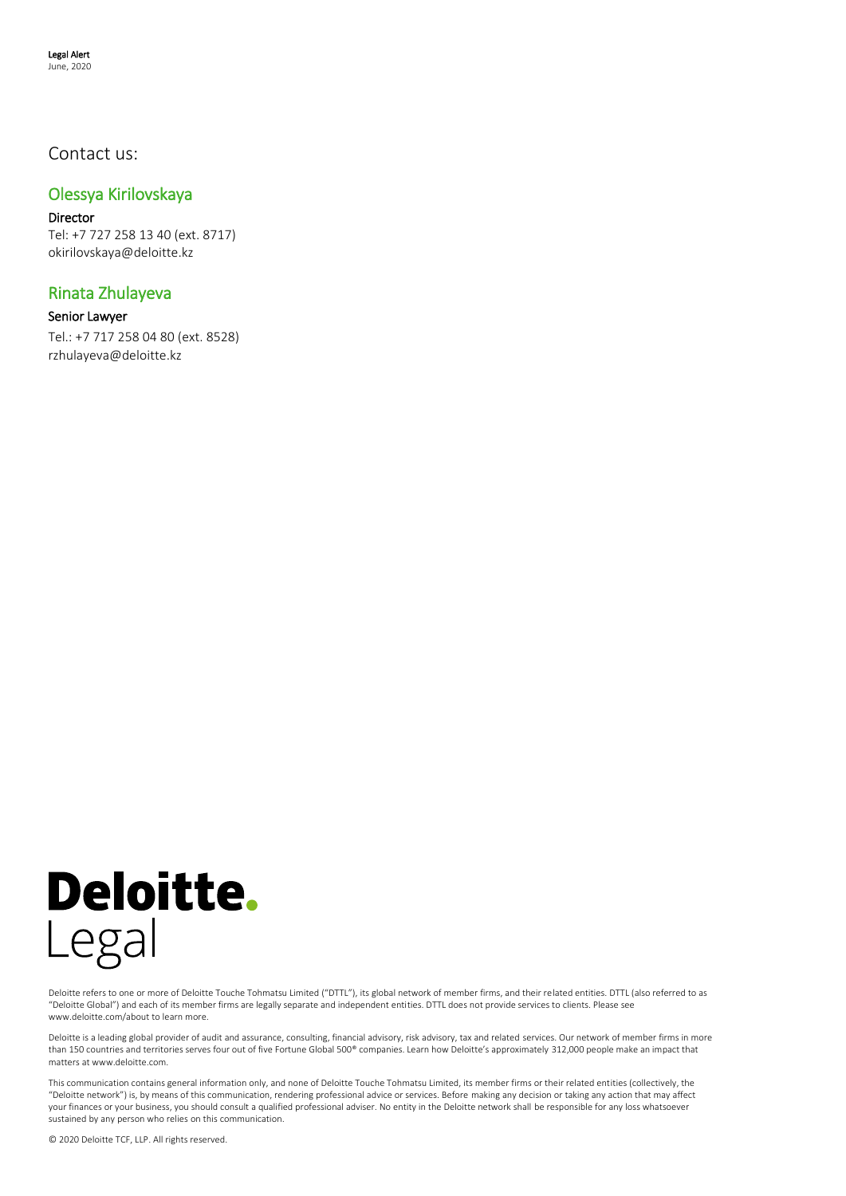Contact us:

## Olessya Kirilovskaya

**Director**
Tel: +7 727 258 13 40 (ext. 8717)
okirilovskaya@deloitte.kz

## Rinata Zhulayeva

**Senior Lawyer**
Tel.: +7 717 258 04 80 (ext. 8528)
rzhulayeva@deloitte.kz

**Deloitte.**
Legal

Deloitte refers to one or more of Deloitte Touche Tohmatsu Limited ("DTTL"), its global network of member firms, and their related entities. DTTL (also referred to as "Deloitte Global") and each of its member firms are legally separate and independent entities. DTTL does not provide services to clients. Please see www.deloitte.com/about to learn more.

Deloitte is a leading global provider of audit and assurance, consulting, financial advisory, risk advisory, tax and related services. Our network of member firms in more than 150 countries and territories serves four out of five Fortune Global 500® companies. Learn how Deloitte's approximately 312,000 people make an impact that matters at www.deloitte.com.

This communication contains general information only, and none of Deloitte Touche Tohmatsu Limited, its member firms or their related entities (collectively, the "Deloitte network") is, by means of this communication, rendering professional advice or services. Before making any decision or taking any action that may affect your finances or your business, you should consult a qualified professional adviser. No entity in the Deloitte network shall be responsible for any loss whatsoever sustained by any person who relies on this communication.

© 2020 Deloitte TCF, LLP. All rights reserved.